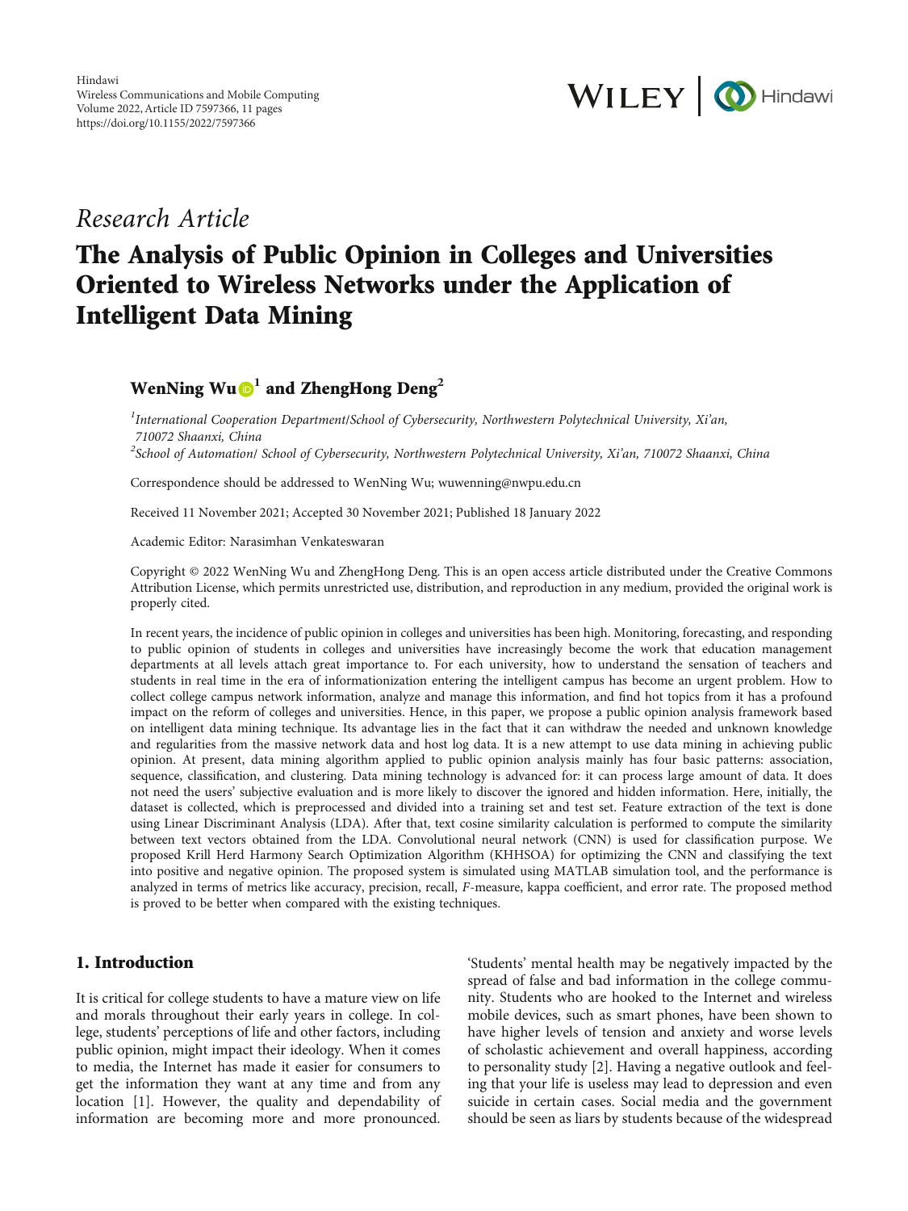Hindawi
Wireless Communications and Mobile Computing
Volume 2022, Article ID 7597366, 11 pages
https://doi.org/10.1155/2022/7597366

*Research Article*

# The Analysis of Public Opinion in Colleges and Universities Oriented to Wireless Networks under the Application of Intelligent Data Mining

**WenNing Wu[1] and ZhengHong Deng[2]**

[1]*International Cooperation Department/School of Cybersecurity, Northwestern Polytechnical University, Xi'an, 710072 Shaanxi, China*
[2]*School of Automation/ School of Cybersecurity, Northwestern Polytechnical University, Xi'an, 710072 Shaanxi, China*

Correspondence should be addressed to WenNing Wu; wuwenning@nwpu.edu.cn

Received 11 November 2021; Accepted 30 November 2021; Published 18 January 2022

Academic Editor: Narasimhan Venkateswaran

Copyright © 2022 WenNing Wu and ZhengHong Deng. This is an open access article distributed under the Creative Commons Attribution License, which permits unrestricted use, distribution, and reproduction in any medium, provided the original work is properly cited.

In recent years, the incidence of public opinion in colleges and universities has been high. Monitoring, forecasting, and responding to public opinion of students in colleges and universities have increasingly become the work that education management departments at all levels attach great importance to. For each university, how to understand the sensation of teachers and students in real time in the era of informationization entering the intelligent campus has become an urgent problem. How to collect college campus network information, analyze and manage this information, and find hot topics from it has a profound impact on the reform of colleges and universities. Hence, in this paper, we propose a public opinion analysis framework based on intelligent data mining technique. Its advantage lies in the fact that it can withdraw the needed and unknown knowledge and regularities from the massive network data and host log data. It is a new attempt to use data mining in achieving public opinion. At present, data mining algorithm applied to public opinion analysis mainly has four basic patterns: association, sequence, classification, and clustering. Data mining technology is advanced for: it can process large amount of data. It does not need the users' subjective evaluation and is more likely to discover the ignored and hidden information. Here, initially, the dataset is collected, which is preprocessed and divided into a training set and test set. Feature extraction of the text is done using Linear Discriminant Analysis (LDA). After that, text cosine similarity calculation is performed to compute the similarity between text vectors obtained from the LDA. Convolutional neural network (CNN) is used for classification purpose. We proposed Krill Herd Harmony Search Optimization Algorithm (KHHSOA) for optimizing the CNN and classifying the text into positive and negative opinion. The proposed system is simulated using MATLAB simulation tool, and the performance is analyzed in terms of metrics like accuracy, precision, recall, *F*-measure, kappa coefficient, and error rate. The proposed method is proved to be better when compared with the existing techniques.

## 1. Introduction

It is critical for college students to have a mature view on life and morals throughout their early years in college. In college, students' perceptions of life and other factors, including public opinion, might impact their ideology. When it comes to media, the Internet has made it easier for consumers to get the information they want at any time and from any location [1]. However, the quality and dependability of information are becoming more and more pronounced. 'Students' mental health may be negatively impacted by the spread of false and bad information in the college community. Students who are hooked to the Internet and wireless mobile devices, such as smart phones, have been shown to have higher levels of tension and anxiety and worse levels of scholastic achievement and overall happiness, according to personality study [2]. Having a negative outlook and feeling that your life is useless may lead to depression and even suicide in certain cases. Social media and the government should be seen as liars by students because of the widespread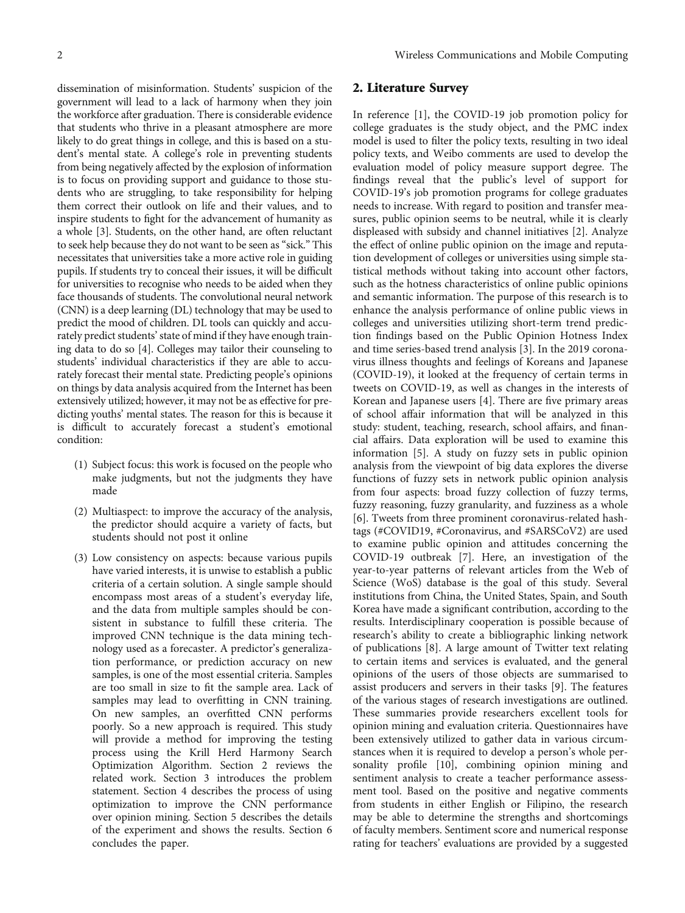dissemination of misinformation. Students' suspicion of the government will lead to a lack of harmony when they join the workforce after graduation. There is considerable evidence that students who thrive in a pleasant atmosphere are more likely to do great things in college, and this is based on a student's mental state. A college's role in preventing students from being negatively affected by the explosion of information is to focus on providing support and guidance to those students who are struggling, to take responsibility for helping them correct their outlook on life and their values, and to inspire students to fight for the advancement of humanity as a whole [3]. Students, on the other hand, are often reluctant to seek help because they do not want to be seen as "sick." This necessitates that universities take a more active role in guiding pupils. If students try to conceal their issues, it will be difficult for universities to recognise who needs to be aided when they face thousands of students. The convolutional neural network (CNN) is a deep learning (DL) technology that may be used to predict the mood of children. DL tools can quickly and accurately predict students' state of mind if they have enough training data to do so [4]. Colleges may tailor their counseling to students' individual characteristics if they are able to accurately forecast their mental state. Predicting people's opinions on things by data analysis acquired from the Internet has been extensively utilized; however, it may not be as effective for predicting youths' mental states. The reason for this is because it is difficult to accurately forecast a student's emotional condition:

(1) Subject focus: this work is focused on the people who make judgments, but not the judgments they have made

(2) Multiaspect: to improve the accuracy of the analysis, the predictor should acquire a variety of facts, but students should not post it online

(3) Low consistency on aspects: because various pupils have varied interests, it is unwise to establish a public criteria of a certain solution. A single sample should encompass most areas of a student's everyday life, and the data from multiple samples should be consistent in substance to fulfill these criteria. The improved CNN technique is the data mining technology used as a forecaster. A predictor's generalization performance, or prediction accuracy on new samples, is one of the most essential criteria. Samples are too small in size to fit the sample area. Lack of samples may lead to overfitting in CNN training. On new samples, an overfitted CNN performs poorly. So a new approach is required. This study will provide a method for improving the testing process using the Krill Herd Harmony Search Optimization Algorithm. Section 2 reviews the related work. Section 3 introduces the problem statement. Section 4 describes the process of using optimization to improve the CNN performance over opinion mining. Section 5 describes the details of the experiment and shows the results. Section 6 concludes the paper.

## 2. Literature Survey

In reference [1], the COVID-19 job promotion policy for college graduates is the study object, and the PMC index model is used to filter the policy texts, resulting in two ideal policy texts, and Weibo comments are used to develop the evaluation model of policy measure support degree. The findings reveal that the public's level of support for COVID-19's job promotion programs for college graduates needs to increase. With regard to position and transfer measures, public opinion seems to be neutral, while it is clearly displeased with subsidy and channel initiatives [2]. Analyze the effect of online public opinion on the image and reputation development of colleges or universities using simple statistical methods without taking into account other factors, such as the hotness characteristics of online public opinions and semantic information. The purpose of this research is to enhance the analysis performance of online public views in colleges and universities utilizing short-term trend prediction findings based on the Public Opinion Hotness Index and time series-based trend analysis [3]. In the 2019 coronavirus illness thoughts and feelings of Koreans and Japanese (COVID-19), it looked at the frequency of certain terms in tweets on COVID-19, as well as changes in the interests of Korean and Japanese users [4]. There are five primary areas of school affair information that will be analyzed in this study: student, teaching, research, school affairs, and financial affairs. Data exploration will be used to examine this information [5]. A study on fuzzy sets in public opinion analysis from the viewpoint of big data explores the diverse functions of fuzzy sets in network public opinion analysis from four aspects: broad fuzzy collection of fuzzy terms, fuzzy reasoning, fuzzy granularity, and fuzziness as a whole [6]. Tweets from three prominent coronavirus-related hashtags (#COVID19, #Coronavirus, and #SARSCoV2) are used to examine public opinion and attitudes concerning the COVID-19 outbreak [7]. Here, an investigation of the year-to-year patterns of relevant articles from the Web of Science (WoS) database is the goal of this study. Several institutions from China, the United States, Spain, and South Korea have made a significant contribution, according to the results. Interdisciplinary cooperation is possible because of research's ability to create a bibliographic linking network of publications [8]. A large amount of Twitter text relating to certain items and services is evaluated, and the general opinions of the users of those objects are summarised to assist producers and servers in their tasks [9]. The features of the various stages of research investigations are outlined. These summaries provide researchers excellent tools for opinion mining and evaluation criteria. Questionnaires have been extensively utilized to gather data in various circumstances when it is required to develop a person's whole personality profile [10], combining opinion mining and sentiment analysis to create a teacher performance assessment tool. Based on the positive and negative comments from students in either English or Filipino, the research may be able to determine the strengths and shortcomings of faculty members. Sentiment score and numerical response rating for teachers' evaluations are provided by a suggested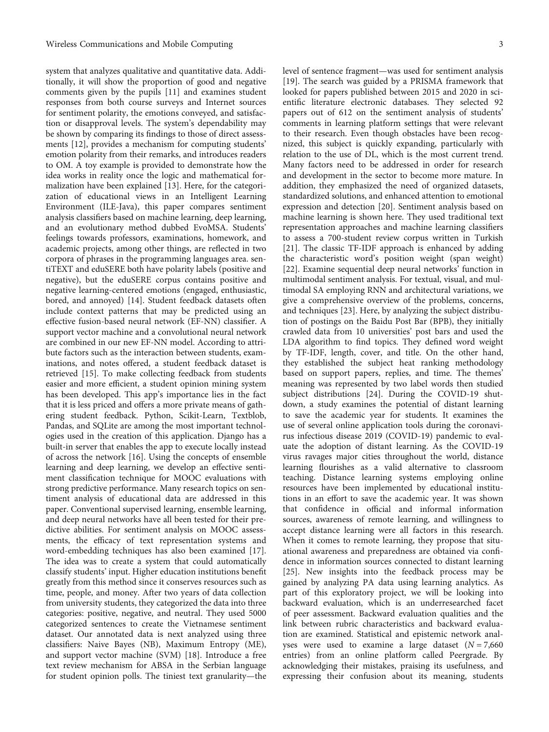system that analyzes qualitative and quantitative data. Additionally, it will show the proportion of good and negative comments given by the pupils [11] and examines student responses from both course surveys and Internet sources for sentiment polarity, the emotions conveyed, and satisfaction or disapproval levels. The system's dependability may be shown by comparing its findings to those of direct assessments [12], provides a mechanism for computing students' emotion polarity from their remarks, and introduces readers to OM. A toy example is provided to demonstrate how the idea works in reality once the logic and mathematical formalization have been explained [13]. Here, for the categorization of educational views in an Intelligent Learning Environment (ILE-Java), this paper compares sentiment analysis classifiers based on machine learning, deep learning, and an evolutionary method dubbed EvoMSA. Students' feelings towards professors, examinations, homework, and academic projects, among other things, are reflected in two corpora of phrases in the programming languages area. sentiTEXT and eduSERE both have polarity labels (positive and negative), but the eduSERE corpus contains positive and negative learning-centered emotions (engaged, enthusiastic, bored, and annoyed) [14]. Student feedback datasets often include context patterns that may be predicted using an effective fusion-based neural network (EF-NN) classifier. A support vector machine and a convolutional neural network are combined in our new EF-NN model. According to attribute factors such as the interaction between students, examinations, and notes offered, a student feedback dataset is retrieved [15]. To make collecting feedback from students easier and more efficient, a student opinion mining system has been developed. This app's importance lies in the fact that it is less priced and offers a more private means of gathering student feedback. Python, Scikit-Learn, Textblob, Pandas, and SQLite are among the most important technologies used in the creation of this application. Django has a built-in server that enables the app to execute locally instead of across the network [16]. Using the concepts of ensemble learning and deep learning, we develop an effective sentiment classification technique for MOOC evaluations with strong predictive performance. Many research topics on sentiment analysis of educational data are addressed in this paper. Conventional supervised learning, ensemble learning, and deep neural networks have all been tested for their predictive abilities. For sentiment analysis on MOOC assessments, the efficacy of text representation systems and word-embedding techniques has also been examined [17]. The idea was to create a system that could automatically classify students' input. Higher education institutions benefit greatly from this method since it conserves resources such as time, people, and money. After two years of data collection from university students, they categorized the data into three categories: positive, negative, and neutral. They used 5000 categorized sentences to create the Vietnamese sentiment dataset. Our annotated data is next analyzed using three classifiers: Naive Bayes (NB), Maximum Entropy (ME), and support vector machine (SVM) [18]. Introduce a free text review mechanism for ABSA in the Serbian language for student opinion polls. The tiniest text granularity—the level of sentence fragment—was used for sentiment analysis [19]. The search was guided by a PRISMA framework that looked for papers published between 2015 and 2020 in scientific literature electronic databases. They selected 92 papers out of 612 on the sentiment analysis of students' comments in learning platform settings that were relevant to their research. Even though obstacles have been recognized, this subject is quickly expanding, particularly with relation to the use of DL, which is the most current trend. Many factors need to be addressed in order for research and development in the sector to become more mature. In addition, they emphasized the need of organized datasets, standardized solutions, and enhanced attention to emotional expression and detection [20]. Sentiment analysis based on machine learning is shown here. They used traditional text representation approaches and machine learning classifiers to assess a 700-student review corpus written in Turkish [21]. The classic TF-IDF approach is enhanced by adding the characteristic word's position weight (span weight) [22]. Examine sequential deep neural networks' function in multimodal sentiment analysis. For textual, visual, and multimodal SA employing RNN and architectural variations, we give a comprehensive overview of the problems, concerns, and techniques [23]. Here, by analyzing the subject distribution of postings on the Baidu Post Bar (BPB), they initially crawled data from 10 universities' post bars and used the LDA algorithm to find topics. They defined word weight by TF-IDF, length, cover, and title. On the other hand, they established the subject heat ranking methodology based on support papers, replies, and time. The themes' meaning was represented by two label words then studied subject distributions [24]. During the COVID-19 shutdown, a study examines the potential of distant learning to save the academic year for students. It examines the use of several online application tools during the coronavirus infectious disease 2019 (COVID-19) pandemic to evaluate the adoption of distant learning. As the COVID-19 virus ravages major cities throughout the world, distance learning flourishes as a valid alternative to classroom teaching. Distance learning systems employing online resources have been implemented by educational institutions in an effort to save the academic year. It was shown that confidence in official and informal information sources, awareness of remote learning, and willingness to accept distance learning were all factors in this research. When it comes to remote learning, they propose that situational awareness and preparedness are obtained via confidence in information sources connected to distant learning [25]. New insights into the feedback process may be gained by analyzing PA data using learning analytics. As part of this exploratory project, we will be looking into backward evaluation, which is an underresearched facet of peer assessment. Backward evaluation qualities and the link between rubric characteristics and backward evaluation are examined. Statistical and epistemic network analyses were used to examine a large dataset ($N = 7,660$ entries) from an online platform called Peergrade. By acknowledging their mistakes, praising its usefulness, and expressing their confusion about its meaning, students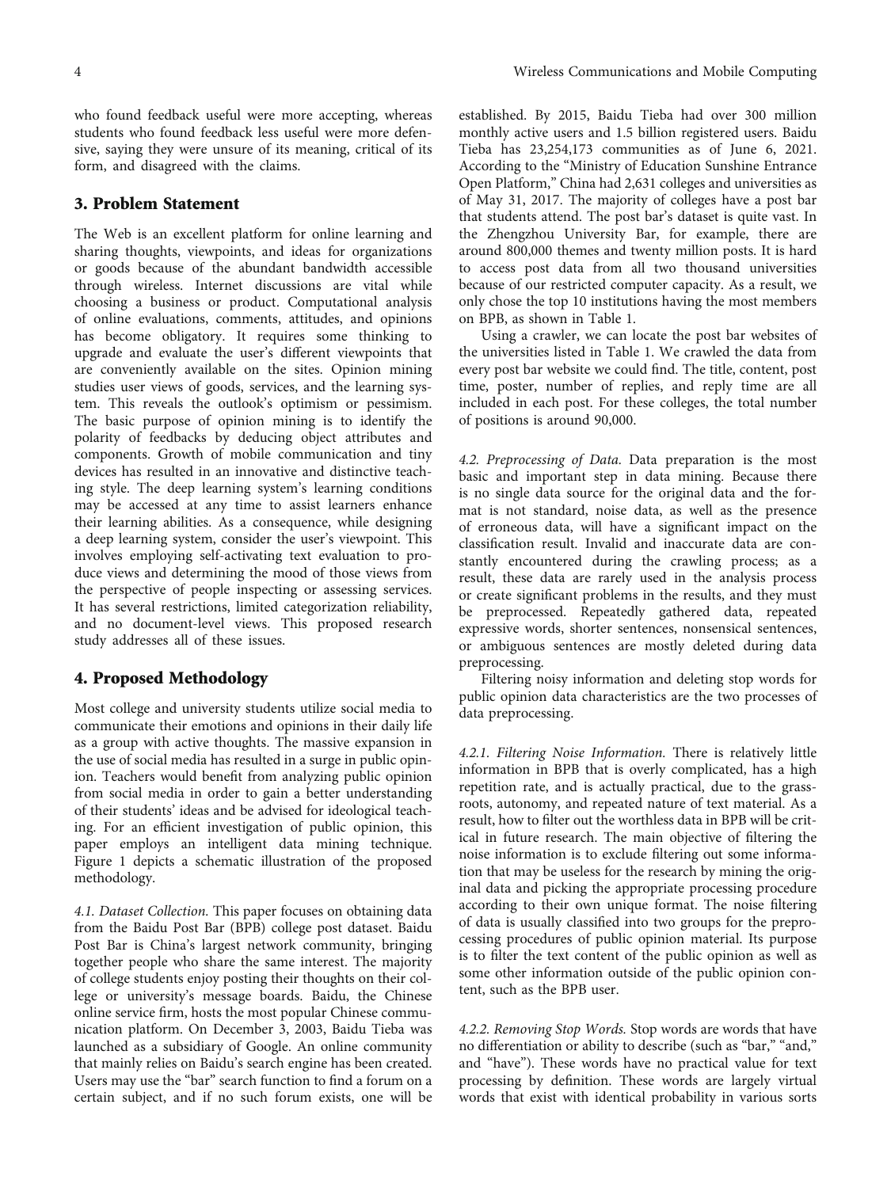who found feedback useful were more accepting, whereas students who found feedback less useful were more defensive, saying they were unsure of its meaning, critical of its form, and disagreed with the claims.

## 3. Problem Statement

The Web is an excellent platform for online learning and sharing thoughts, viewpoints, and ideas for organizations or goods because of the abundant bandwidth accessible through wireless. Internet discussions are vital while choosing a business or product. Computational analysis of online evaluations, comments, attitudes, and opinions has become obligatory. It requires some thinking to upgrade and evaluate the user's different viewpoints that are conveniently available on the sites. Opinion mining studies user views of goods, services, and the learning system. This reveals the outlook's optimism or pessimism. The basic purpose of opinion mining is to identify the polarity of feedbacks by deducing object attributes and components. Growth of mobile communication and tiny devices has resulted in an innovative and distinctive teaching style. The deep learning system's learning conditions may be accessed at any time to assist learners enhance their learning abilities. As a consequence, while designing a deep learning system, consider the user's viewpoint. This involves employing self-activating text evaluation to produce views and determining the mood of those views from the perspective of people inspecting or assessing services. It has several restrictions, limited categorization reliability, and no document-level views. This proposed research study addresses all of these issues.

## 4. Proposed Methodology

Most college and university students utilize social media to communicate their emotions and opinions in their daily life as a group with active thoughts. The massive expansion in the use of social media has resulted in a surge in public opinion. Teachers would benefit from analyzing public opinion from social media in order to gain a better understanding of their students' ideas and be advised for ideological teaching. For an efficient investigation of public opinion, this paper employs an intelligent data mining technique. Figure 1 depicts a schematic illustration of the proposed methodology.

*4.1. Dataset Collection.* This paper focuses on obtaining data from the Baidu Post Bar (BPB) college post dataset. Baidu Post Bar is China's largest network community, bringing together people who share the same interest. The majority of college students enjoy posting their thoughts on their college or university's message boards. Baidu, the Chinese online service firm, hosts the most popular Chinese communication platform. On December 3, 2003, Baidu Tieba was launched as a subsidiary of Google. An online community that mainly relies on Baidu's search engine has been created. Users may use the "bar" search function to find a forum on a certain subject, and if no such forum exists, one will be established. By 2015, Baidu Tieba had over 300 million monthly active users and 1.5 billion registered users. Baidu Tieba has 23,254,173 communities as of June 6, 2021. According to the "Ministry of Education Sunshine Entrance Open Platform," China had 2,631 colleges and universities as of May 31, 2017. The majority of colleges have a post bar that students attend. The post bar's dataset is quite vast. In the Zhengzhou University Bar, for example, there are around 800,000 themes and twenty million posts. It is hard to access post data from all two thousand universities because of our restricted computer capacity. As a result, we only chose the top 10 institutions having the most members on BPB, as shown in Table 1.

Using a crawler, we can locate the post bar websites of the universities listed in Table 1. We crawled the data from every post bar website we could find. The title, content, post time, poster, number of replies, and reply time are all included in each post. For these colleges, the total number of positions is around 90,000.

*4.2. Preprocessing of Data.* Data preparation is the most basic and important step in data mining. Because there is no single data source for the original data and the format is not standard, noise data, as well as the presence of erroneous data, will have a significant impact on the classification result. Invalid and inaccurate data are constantly encountered during the crawling process; as a result, these data are rarely used in the analysis process or create significant problems in the results, and they must be preprocessed. Repeatedly gathered data, repeated expressive words, shorter sentences, nonsensical sentences, or ambiguous sentences are mostly deleted during data preprocessing.

Filtering noisy information and deleting stop words for public opinion data characteristics are the two processes of data preprocessing.

*4.2.1. Filtering Noise Information.* There is relatively little information in BPB that is overly complicated, has a high repetition rate, and is actually practical, due to the grassroots, autonomy, and repeated nature of text material. As a result, how to filter out the worthless data in BPB will be critical in future research. The main objective of filtering the noise information is to exclude filtering out some information that may be useless for the research by mining the original data and picking the appropriate processing procedure according to their own unique format. The noise filtering of data is usually classified into two groups for the preprocessing procedures of public opinion material. Its purpose is to filter the text content of the public opinion as well as some other information outside of the public opinion content, such as the BPB user.

*4.2.2. Removing Stop Words.* Stop words are words that have no differentiation or ability to describe (such as "bar," "and," and "have"). These words have no practical value for text processing by definition. These words are largely virtual words that exist with identical probability in various sorts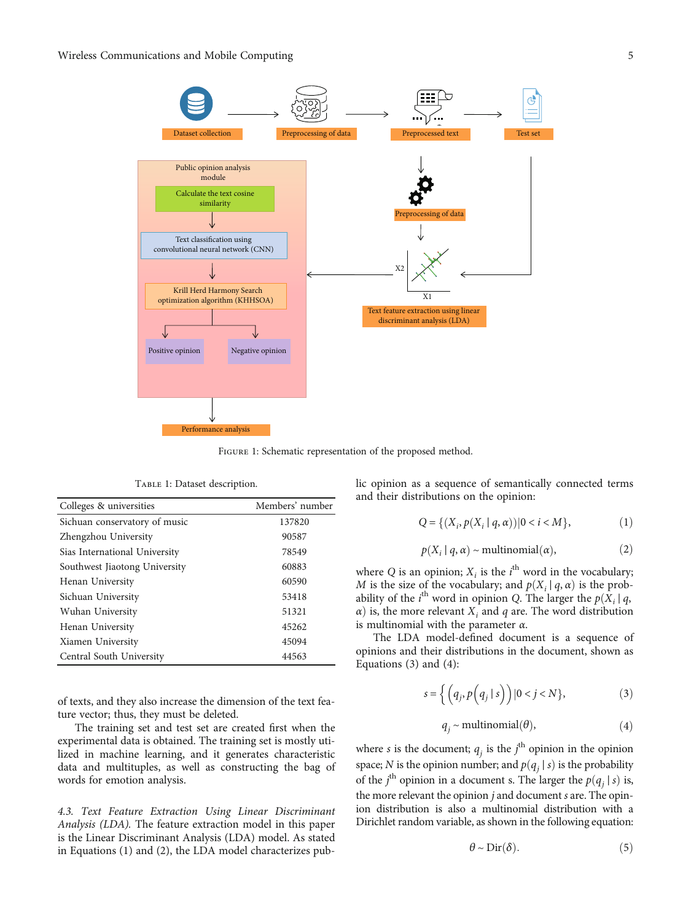Figure 1: Schematic representation of the proposed method.

Table 1: Dataset description.

| Colleges & universities | Members' number |
|---|---|
| Sichuan conservatory of music | 137820 |
| Zhengzhou University | 90587 |
| Sias International University | 78549 |
| Southwest Jiaotong University | 60883 |
| Henan University | 60590 |
| Sichuan University | 53418 |
| Wuhan University | 51321 |
| Henan University | 45262 |
| Xiamen University | 45094 |
| Central South University | 44563 |

of texts, and they also increase the dimension of the text feature vector; thus, they must be deleted.

The training set and test set are created first when the experimental data is obtained. The training set is mostly utilized in machine learning, and it generates characteristic data and multituples, as well as constructing the bag of words for emotion analysis.

*4.3. Text Feature Extraction Using Linear Discriminant Analysis (LDA).* The feature extraction model in this paper is the Linear Discriminant Analysis (LDA) model. As stated in Equations (1) and (2), the LDA model characterizes public opinion as a sequence of semantically connected terms and their distributions on the opinion:

$$Q = \{(X_i, p(X_i \mid q, \alpha)) \mid 0 < i < M\}, \tag{1}$$

$$p(X_i \mid q, \alpha) \sim \text{multinomial}(\alpha), \tag{2}$$

where $Q$ is an opinion; $X_i$ is the $i^{\text{th}}$ word in the vocabulary; $M$ is the size of the vocabulary; and $p(X_i \mid q, \alpha)$ is the probability of the $i^{\text{th}}$ word in opinion $Q$. The larger the $p(X_i \mid q, \alpha)$ is, the more relevant $X_i$ and $q$ are. The word distribution is multinomial with the parameter $\alpha$.

The LDA model-defined document is a sequence of opinions and their distributions in the document, shown as Equations (3) and (4):

$$s = \left\{ \left( q_j, p\left(q_j \mid s\right) \right) \mid 0 < j < N \right\}, \tag{3}$$

$$q_j \sim \text{multinomial}(\theta), \tag{4}$$

where $s$ is the document; $q_j$ is the $j^{\text{th}}$ opinion in the opinion space; $N$ is the opinion number; and $p(q_j \mid s)$ is the probability of the $j^{\text{th}}$ opinion in a document s. The larger the $p(q_j \mid s)$ is, the more relevant the opinion $j$ and document $s$ are. The opinion distribution is also a multinomial distribution with a Dirichlet random variable, as shown in the following equation:

$$\theta \sim \text{Dir}(\delta). \tag{5}$$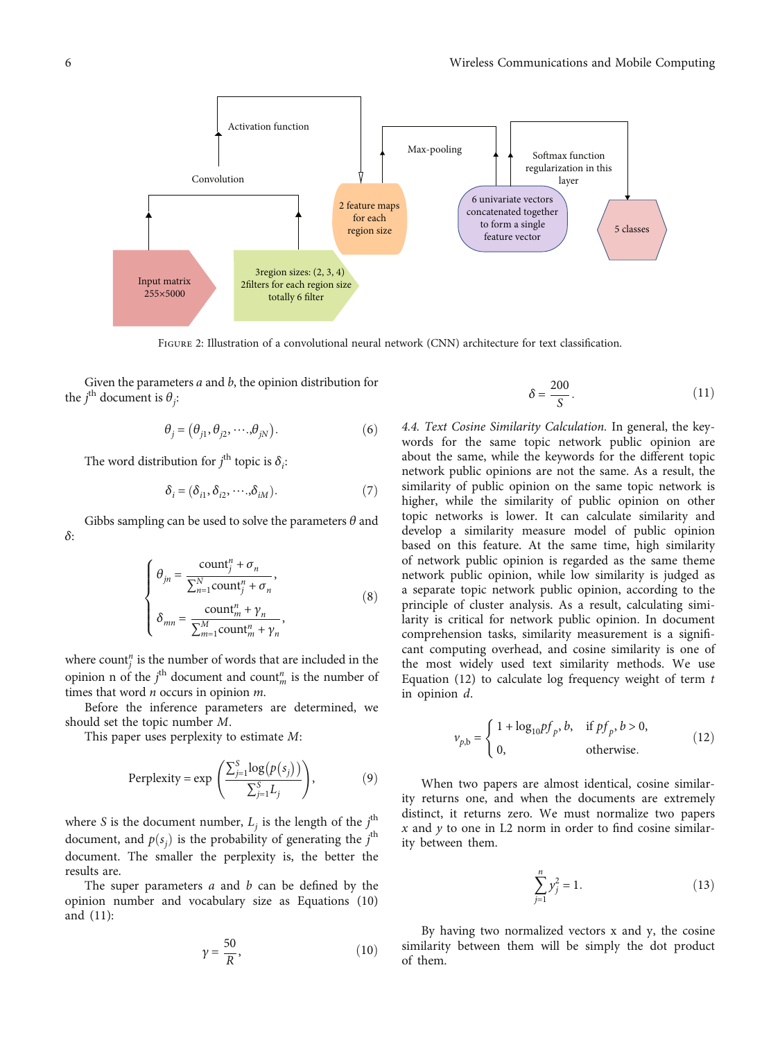Input matrix 255×5000

3region sizes: (2, 3, 4) 2filters for each region size totally 6 filter

Convolution

Activation function

2 feature maps for each region size

Max-pooling

6 univariate vectors concatenated together to form a single feature vector

Softmax function regularization in this layer

5 classes

Figure 2: Illustration of a convolutional neural network (CNN) architecture for text classification.

Given the parameters $a$ and $b$, the opinion distribution for the $j^{\text{th}}$ document is $\theta_j$:

$$\theta_j = (\theta_{j1}, \theta_{j2}, \cdots, \theta_{jN}). \tag{6}$$

The word distribution for $j^{\text{th}}$ topic is $\delta_i$:

$$\delta_i = (\delta_{i1}, \delta_{i2}, \cdots, \delta_{iM}). \tag{7}$$

Gibbs sampling can be used to solve the parameters $\theta$ and $\delta$:

$$\begin{cases} \theta_{jn} = \dfrac{\text{count}_j^n + \sigma_n}{\sum_{n=1}^{N} \text{count}_j^n + \sigma_n}, \\ \delta_{mn} = \dfrac{\text{count}_m^n + \gamma_n}{\sum_{m=1}^{M} \text{count}_m^n + \gamma_n}, \end{cases} \tag{8}$$

where $\text{count}_j^n$ is the number of words that are included in the opinion n of the $j^{\text{th}}$ document and $\text{count}_m^n$ is the number of times that word $n$ occurs in opinion $m$.

Before the inference parameters are determined, we should set the topic number $M$.

This paper uses perplexity to estimate $M$:

$$\text{Perplexity} = \exp\left(\frac{\sum_{j=1}^{S} \log(p(s_j))}{\sum_{j=1}^{S} L_j}\right), \tag{9}$$

where $S$ is the document number, $L_j$ is the length of the $j^{\text{th}}$ document, and $p(s_j)$ is the probability of generating the $j^{\text{th}}$ document. The smaller the perplexity is, the better the results are.

The super parameters $a$ and $b$ can be defined by the opinion number and vocabulary size as Equations (10) and (11):

$$\gamma = \frac{50}{R}, \tag{10}$$

$$\delta = \frac{200}{S}. \tag{11}$$

*4.4. Text Cosine Similarity Calculation.* In general, the keywords for the same topic network public opinion are about the same, while the keywords for the different topic network public opinions are not the same. As a result, the similarity of public opinion on the same topic network is higher, while the similarity of public opinion on other topic networks is lower. It can calculate similarity and develop a similarity measure model of public opinion based on this feature. At the same time, high similarity of network public opinion is regarded as the same theme network public opinion, while low similarity is judged as a separate topic network public opinion, according to the principle of cluster analysis. As a result, calculating similarity is critical for network public opinion. In document comprehension tasks, similarity measurement is a significant computing overhead, and cosine similarity is one of the most widely used text similarity methods. We use Equation (12) to calculate log frequency weight of term $t$ in opinion $d$.

$$v_{p,\text{b}} = \begin{cases} 1 + \log_{10} pf_p, b, & \text{if } pf_p, b > 0, \\ 0, & \text{otherwise}. \end{cases} \tag{12}$$

When two papers are almost identical, cosine similarity returns one, and when the documents are extremely distinct, it returns zero. We must normalize two papers $x$ and $y$ to one in L2 norm in order to find cosine similarity between them.

$$\sum_{j=1}^{n} y_j^2 = 1. \tag{13}$$

By having two normalized vectors x and y, the cosine similarity between them will be simply the dot product of them.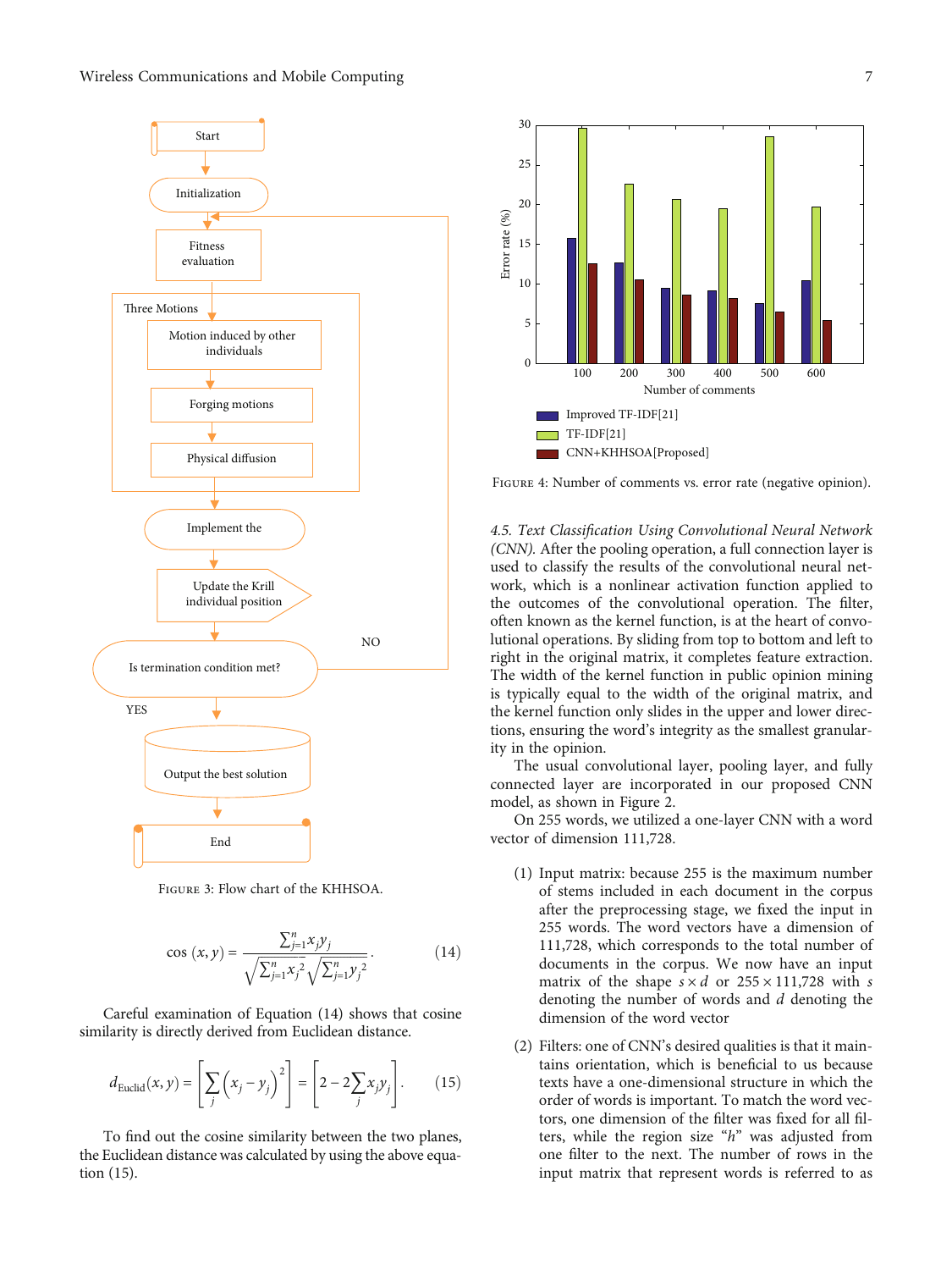FIGURE 3: Flow chart of the KHHSOA.

$$\cos(x, y) = \frac{\sum_{j=1}^{n} x_j y_j}{\sqrt{\sum_{j=1}^{n} x_j^2}\sqrt{\sum_{j=1}^{n} y_j^2}}. \quad (14)$$

Careful examination of Equation (14) shows that cosine similarity is directly derived from Euclidean distance.

$$d_{\text{Euclid}}(x, y) = \left[\sum_j \left(x_j - y_j\right)^2\right] = \left[2 - 2\sum_j x_j y_j\right]. \quad (15)$$

To find out the cosine similarity between the two planes, the Euclidean distance was calculated by using the above equation (15).

FIGURE 4: Number of comments vs. error rate (negative opinion).

*4.5. Text Classification Using Convolutional Neural Network (CNN).* After the pooling operation, a full connection layer is used to classify the results of the convolutional neural network, which is a nonlinear activation function applied to the outcomes of the convolutional operation. The filter, often known as the kernel function, is at the heart of convolutional operations. By sliding from top to bottom and left to right in the original matrix, it completes feature extraction. The width of the kernel function in public opinion mining is typically equal to the width of the original matrix, and the kernel function only slides in the upper and lower directions, ensuring the word's integrity as the smallest granularity in the opinion.

The usual convolutional layer, pooling layer, and fully connected layer are incorporated in our proposed CNN model, as shown in Figure 2.

On 255 words, we utilized a one-layer CNN with a word vector of dimension 111,728.

(1) Input matrix: because 255 is the maximum number of stems included in each document in the corpus after the preprocessing stage, we fixed the input in 255 words. The word vectors have a dimension of 111,728, which corresponds to the total number of documents in the corpus. We now have an input matrix of the shape $s \times d$ or $255 \times 111{,}728$ with $s$ denoting the number of words and $d$ denoting the dimension of the word vector

(2) Filters: one of CNN's desired qualities is that it maintains orientation, which is beneficial to us because texts have a one-dimensional structure in which the order of words is important. To match the word vectors, one dimension of the filter was fixed for all filters, while the region size "$h$" was adjusted from one filter to the next. The number of rows in the input matrix that represent words is referred to as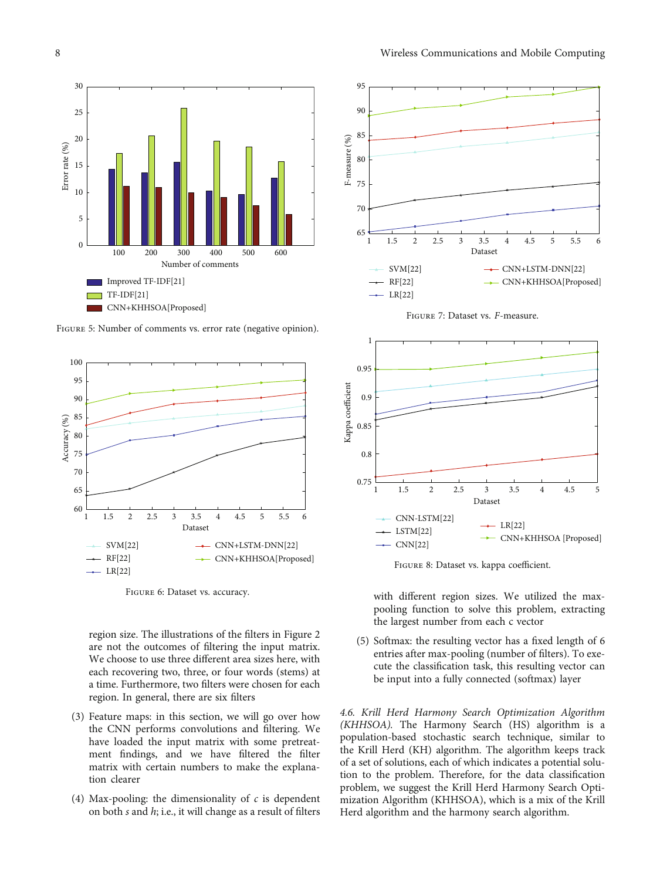Figure 5: Number of comments vs. error rate (negative opinion).

Figure 6: Dataset vs. accuracy.

region size. The illustrations of the filters in Figure 2 are not the outcomes of filtering the input matrix. We choose to use three different area sizes here, with each recovering two, three, or four words (stems) at a time. Furthermore, two filters were chosen for each region. In general, there are six filters

(3) Feature maps: in this section, we will go over how the CNN performs convolutions and filtering. We have loaded the input matrix with some pretreatment findings, and we have filtered the filter matrix with certain numbers to make the explanation clearer

(4) Max-pooling: the dimensionality of $c$ is dependent on both $s$ and $h$; i.e., it will change as a result of filters with different region sizes. We utilized the max-pooling function to solve this problem, extracting the largest number from each c vector

(5) Softmax: the resulting vector has a fixed length of 6 entries after max-pooling (number of filters). To execute the classification task, this resulting vector can be input into a fully connected (softmax) layer

Figure 7: Dataset vs. $F$-measure.

Figure 8: Dataset vs. kappa coefficient.

*4.6. Krill Herd Harmony Search Optimization Algorithm (KHHSOA).* The Harmony Search (HS) algorithm is a population-based stochastic search technique, similar to the Krill Herd (KH) algorithm. The algorithm keeps track of a set of solutions, each of which indicates a potential solution to the problem. Therefore, for the data classification problem, we suggest the Krill Herd Harmony Search Optimization Algorithm (KHHSOA), which is a mix of the Krill Herd algorithm and the harmony search algorithm.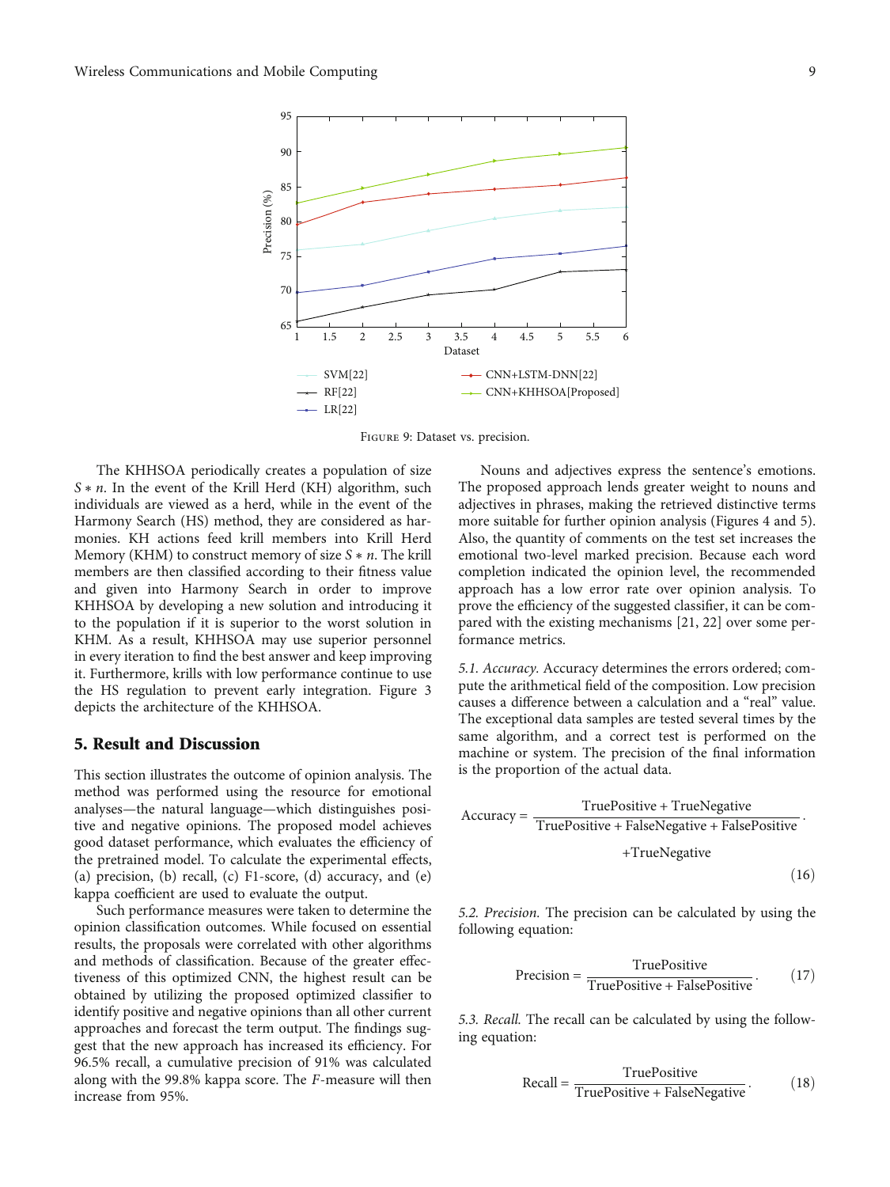Figure 9: Dataset vs. precision.

The KHHSOA periodically creates a population of size $S * n$. In the event of the Krill Herd (KH) algorithm, such individuals are viewed as a herd, while in the event of the Harmony Search (HS) method, they are considered as harmonies. KH actions feed krill members into Krill Herd Memory (KHM) to construct memory of size $S * n$. The krill members are then classified according to their fitness value and given into Harmony Search in order to improve KHHSOA by developing a new solution and introducing it to the population if it is superior to the worst solution in KHM. As a result, KHHSOA may use superior personnel in every iteration to find the best answer and keep improving it. Furthermore, krills with low performance continue to use the HS regulation to prevent early integration. Figure 3 depicts the architecture of the KHHSOA.

## 5. Result and Discussion

This section illustrates the outcome of opinion analysis. The method was performed using the resource for emotional analyses—the natural language—which distinguishes positive and negative opinions. The proposed model achieves good dataset performance, which evaluates the efficiency of the pretrained model. To calculate the experimental effects, (a) precision, (b) recall, (c) F1-score, (d) accuracy, and (e) kappa coefficient are used to evaluate the output.

Such performance measures were taken to determine the opinion classification outcomes. While focused on essential results, the proposals were correlated with other algorithms and methods of classification. Because of the greater effectiveness of this optimized CNN, the highest result can be obtained by utilizing the proposed optimized classifier to identify positive and negative opinions than all other current approaches and forecast the term output. The findings suggest that the new approach has increased its efficiency. For 96.5% recall, a cumulative precision of 91% was calculated along with the 99.8% kappa score. The *F*-measure will then increase from 95%.

Nouns and adjectives express the sentence's emotions. The proposed approach lends greater weight to nouns and adjectives in phrases, making the retrieved distinctive terms more suitable for further opinion analysis (Figures 4 and 5). Also, the quantity of comments on the test set increases the emotional two-level marked precision. Because each word completion indicated the opinion level, the recommended approach has a low error rate over opinion analysis. To prove the efficiency of the suggested classifier, it can be compared with the existing mechanisms [21, 22] over some performance metrics.

*5.1. Accuracy.* Accuracy determines the errors ordered; compute the arithmetical field of the composition. Low precision causes a difference between a calculation and a "real" value. The exceptional data samples are tested several times by the same algorithm, and a correct test is performed on the machine or system. The precision of the final information is the proportion of the actual data.

$$\text{Accuracy} = \frac{\text{TruePositive} + \text{TrueNegative}}{\text{TruePositive} + \text{FalseNegative} + \text{FalsePositive} + \text{TrueNegative}}. \tag{16}$$

*5.2. Precision.* The precision can be calculated by using the following equation:

$$\text{Precision} = \frac{\text{TruePositive}}{\text{TruePositive} + \text{FalsePositive}}. \tag{17}$$

*5.3. Recall.* The recall can be calculated by using the following equation:

$$\text{Recall} = \frac{\text{TruePositive}}{\text{TruePositive} + \text{FalseNegative}}. \tag{18}$$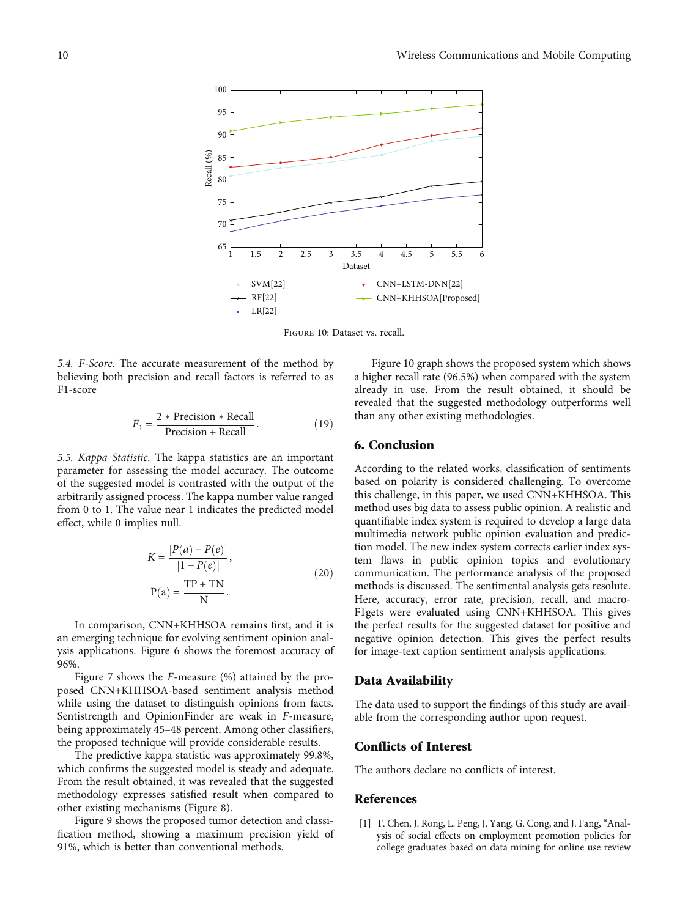Figure 10: Dataset vs. recall.

*5.4. F-Score.* The accurate measurement of the method by believing both precision and recall factors is referred to as F1-score

$$F_1 = \frac{2 * \text{Precision} * \text{Recall}}{\text{Precision} + \text{Recall}}. \tag{19}$$

*5.5. Kappa Statistic.* The kappa statistics are an important parameter for assessing the model accuracy. The outcome of the suggested model is contrasted with the output of the arbitrarily assigned process. The kappa number value ranged from 0 to 1. The value near 1 indicates the predicted model effect, while 0 implies null.

$$K = \frac{[P(a) - P(e)]}{[1 - P(e)]}, \\ \text{P(a)} = \frac{\text{TP} + \text{TN}}{\text{N}}. \tag{20}$$

In comparison, CNN+KHHSOA remains first, and it is an emerging technique for evolving sentiment opinion analysis applications. Figure 6 shows the foremost accuracy of 96%.

Figure 7 shows the *F*-measure (%) attained by the proposed CNN+KHHSOA-based sentiment analysis method while using the dataset to distinguish opinions from facts. Sentistrength and OpinionFinder are weak in *F*-measure, being approximately 45–48 percent. Among other classifiers, the proposed technique will provide considerable results.

The predictive kappa statistic was approximately 99.8%, which confirms the suggested model is steady and adequate. From the result obtained, it was revealed that the suggested methodology expresses satisfied result when compared to other existing mechanisms (Figure 8).

Figure 9 shows the proposed tumor detection and classification method, showing a maximum precision yield of 91%, which is better than conventional methods.

Figure 10 graph shows the proposed system which shows a higher recall rate (96.5%) when compared with the system already in use. From the result obtained, it should be revealed that the suggested methodology outperforms well than any other existing methodologies.

## 6. Conclusion

According to the related works, classification of sentiments based on polarity is considered challenging. To overcome this challenge, in this paper, we used CNN+KHHSOA. This method uses big data to assess public opinion. A realistic and quantifiable index system is required to develop a large data multimedia network public opinion evaluation and prediction model. The new index system corrects earlier index system flaws in public opinion topics and evolutionary communication. The performance analysis of the proposed methods is discussed. The sentimental analysis gets resolute. Here, accuracy, error rate, precision, recall, and macro-F1gets were evaluated using CNN+KHHSOA. This gives the perfect results for the suggested dataset for positive and negative opinion detection. This gives the perfect results for image-text caption sentiment analysis applications.

## Data Availability

The data used to support the findings of this study are available from the corresponding author upon request.

## Conflicts of Interest

The authors declare no conflicts of interest.

## References

[1] T. Chen, J. Rong, L. Peng, J. Yang, G. Cong, and J. Fang, "Analysis of social effects on employment promotion policies for college graduates based on data mining for online use review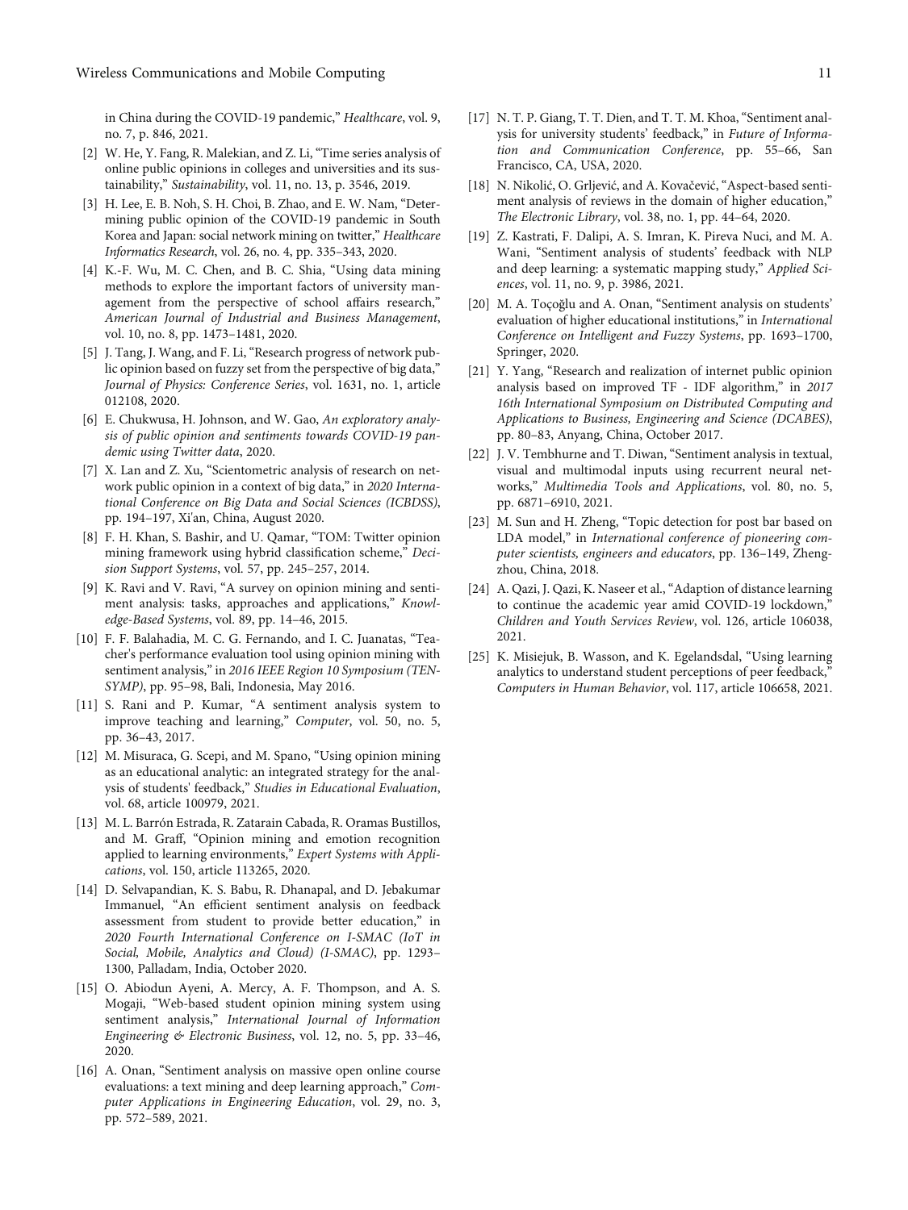in China during the COVID-19 pandemic," *Healthcare*, vol. 9, no. 7, p. 846, 2021.

[2] W. He, Y. Fang, R. Malekian, and Z. Li, "Time series analysis of online public opinions in colleges and universities and its sustainability," *Sustainability*, vol. 11, no. 13, p. 3546, 2019.

[3] H. Lee, E. B. Noh, S. H. Choi, B. Zhao, and E. W. Nam, "Determining public opinion of the COVID-19 pandemic in South Korea and Japan: social network mining on twitter," *Healthcare Informatics Research*, vol. 26, no. 4, pp. 335–343, 2020.

[4] K.-F. Wu, M. C. Chen, and B. C. Shia, "Using data mining methods to explore the important factors of university management from the perspective of school affairs research," *American Journal of Industrial and Business Management*, vol. 10, no. 8, pp. 1473–1481, 2020.

[5] J. Tang, J. Wang, and F. Li, "Research progress of network public opinion based on fuzzy set from the perspective of big data," *Journal of Physics: Conference Series*, vol. 1631, no. 1, article 012108, 2020.

[6] E. Chukwusa, H. Johnson, and W. Gao, *An exploratory analysis of public opinion and sentiments towards COVID-19 pandemic using Twitter data*, 2020.

[7] X. Lan and Z. Xu, "Scientometric analysis of research on network public opinion in a context of big data," in *2020 International Conference on Big Data and Social Sciences (ICBDSS)*, pp. 194–197, Xi'an, China, August 2020.

[8] F. H. Khan, S. Bashir, and U. Qamar, "TOM: Twitter opinion mining framework using hybrid classification scheme," *Decision Support Systems*, vol. 57, pp. 245–257, 2014.

[9] K. Ravi and V. Ravi, "A survey on opinion mining and sentiment analysis: tasks, approaches and applications," *Knowledge-Based Systems*, vol. 89, pp. 14–46, 2015.

[10] F. F. Balahadia, M. C. G. Fernando, and I. C. Juanatas, "Teacher's performance evaluation tool using opinion mining with sentiment analysis," in *2016 IEEE Region 10 Symposium (TENSYMP)*, pp. 95–98, Bali, Indonesia, May 2016.

[11] S. Rani and P. Kumar, "A sentiment analysis system to improve teaching and learning," *Computer*, vol. 50, no. 5, pp. 36–43, 2017.

[12] M. Misuraca, G. Scepi, and M. Spano, "Using opinion mining as an educational analytic: an integrated strategy for the analysis of students' feedback," *Studies in Educational Evaluation*, vol. 68, article 100979, 2021.

[13] M. L. Barrón Estrada, R. Zatarain Cabada, R. Oramas Bustillos, and M. Graff, "Opinion mining and emotion recognition applied to learning environments," *Expert Systems with Applications*, vol. 150, article 113265, 2020.

[14] D. Selvapandian, K. S. Babu, R. Dhanapal, and D. Jebakumar Immanuel, "An efficient sentiment analysis on feedback assessment from student to provide better education," in *2020 Fourth International Conference on I-SMAC (IoT in Social, Mobile, Analytics and Cloud) (I-SMAC)*, pp. 1293–1300, Palladam, India, October 2020.

[15] O. Abiodun Ayeni, A. Mercy, A. F. Thompson, and A. S. Mogaji, "Web-based student opinion mining system using sentiment analysis," *International Journal of Information Engineering & Electronic Business*, vol. 12, no. 5, pp. 33–46, 2020.

[16] A. Onan, "Sentiment analysis on massive open online course evaluations: a text mining and deep learning approach," *Computer Applications in Engineering Education*, vol. 29, no. 3, pp. 572–589, 2021.

[17] N. T. P. Giang, T. T. Dien, and T. T. M. Khoa, "Sentiment analysis for university students' feedback," in *Future of Information and Communication Conference*, pp. 55–66, San Francisco, CA, USA, 2020.

[18] N. Nikolić, O. Grljević, and A. Kovačević, "Aspect-based sentiment analysis of reviews in the domain of higher education," *The Electronic Library*, vol. 38, no. 1, pp. 44–64, 2020.

[19] Z. Kastrati, F. Dalipi, A. S. Imran, K. Pireva Nuci, and M. A. Wani, "Sentiment analysis of students' feedback with NLP and deep learning: a systematic mapping study," *Applied Sciences*, vol. 11, no. 9, p. 3986, 2021.

[20] M. A. Toçoğlu and A. Onan, "Sentiment analysis on students' evaluation of higher educational institutions," in *International Conference on Intelligent and Fuzzy Systems*, pp. 1693–1700, Springer, 2020.

[21] Y. Yang, "Research and realization of internet public opinion analysis based on improved TF - IDF algorithm," in *2017 16th International Symposium on Distributed Computing and Applications to Business, Engineering and Science (DCABES)*, pp. 80–83, Anyang, China, October 2017.

[22] J. V. Tembhurne and T. Diwan, "Sentiment analysis in textual, visual and multimodal inputs using recurrent neural networks," *Multimedia Tools and Applications*, vol. 80, no. 5, pp. 6871–6910, 2021.

[23] M. Sun and H. Zheng, "Topic detection for post bar based on LDA model," in *International conference of pioneering computer scientists, engineers and educators*, pp. 136–149, Zhengzhou, China, 2018.

[24] A. Qazi, J. Qazi, K. Naseer et al., "Adaption of distance learning to continue the academic year amid COVID-19 lockdown," *Children and Youth Services Review*, vol. 126, article 106038, 2021.

[25] K. Misiejuk, B. Wasson, and K. Egelandsdal, "Using learning analytics to understand student perceptions of peer feedback," *Computers in Human Behavior*, vol. 117, article 106658, 2021.